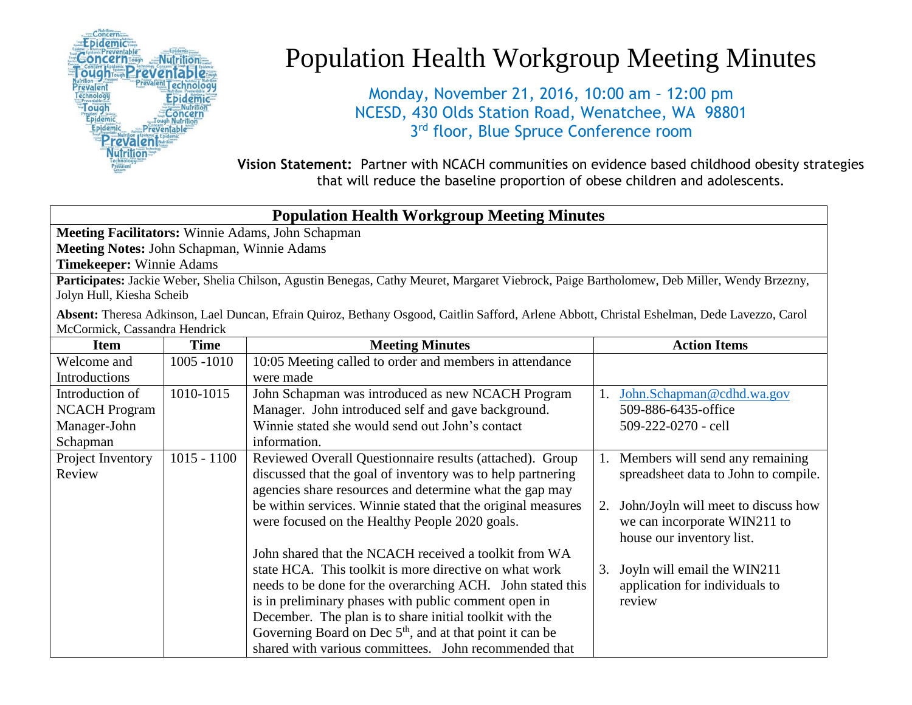# Population Health Workgroup Meeting Minutes

Monday, November 21, 2016, 10:00 am – 12:00 pm
NCESD, 430 Olds Station Road, Wenatchee, WA 98801
3rd floor, Blue Spruce Conference room

**Vision Statement:** Partner with NCACH communities on evidence based childhood obesity strategies that will reduce the baseline proportion of obese children and adolescents.

## Population Health Workgroup Meeting Minutes

**Meeting Facilitators:** Winnie Adams, John Schapman
**Meeting Notes:** John Schapman, Winnie Adams
**Timekeeper:** Winnie Adams

**Participates:** Jackie Weber, Shelia Chilson, Agustin Benegas, Cathy Meuret, Margaret Viebrock, Paige Bartholomew, Deb Miller, Wendy Brzezny, Jolyn Hull, Kiesha Scheib

**Absent:** Theresa Adkinson, Lael Duncan, Efrain Quiroz, Bethany Osgood, Caitlin Safford, Arlene Abbott, Christal Eshelman, Dede Lavezzo, Carol McCormick, Cassandra Hendrick

| Item | Time | Meeting Minutes | Action Items |
|---|---|---|---|
| Welcome and Introductions | 1005 -1010 | 10:05 Meeting called to order and members in attendance were made | |
| Introduction of NCACH Program Manager-John Schapman | 1010-1015 | John Schapman was introduced as new NCACH Program Manager. John introduced self and gave background. Winnie stated she would send out John's contact information. | 1. John.Schapman@cdhd.wa.gov 509-886-6435-office 509-222-0270 - cell |
| Project Inventory Review | 1015 - 1100 | Reviewed Overall Questionnaire results (attached). Group discussed that the goal of inventory was to help partnering agencies share resources and determine what the gap may be within services. Winnie stated that the original measures were focused on the Healthy People 2020 goals. <br><br> John shared that the NCACH received a toolkit from WA state HCA. This toolkit is more directive on what work needs to be done for the overarching ACH. John stated this is in preliminary phases with public comment open in December. The plan is to share initial toolkit with the Governing Board on Dec 5th, and at that point it can be shared with various committees. John recommended that | 1. Members will send any remaining spreadsheet data to John to compile. <br><br> 2. John/Joyln will meet to discuss how we can incorporate WIN211 to house our inventory list. <br><br> 3. Joyln will email the WIN211 application for individuals to review |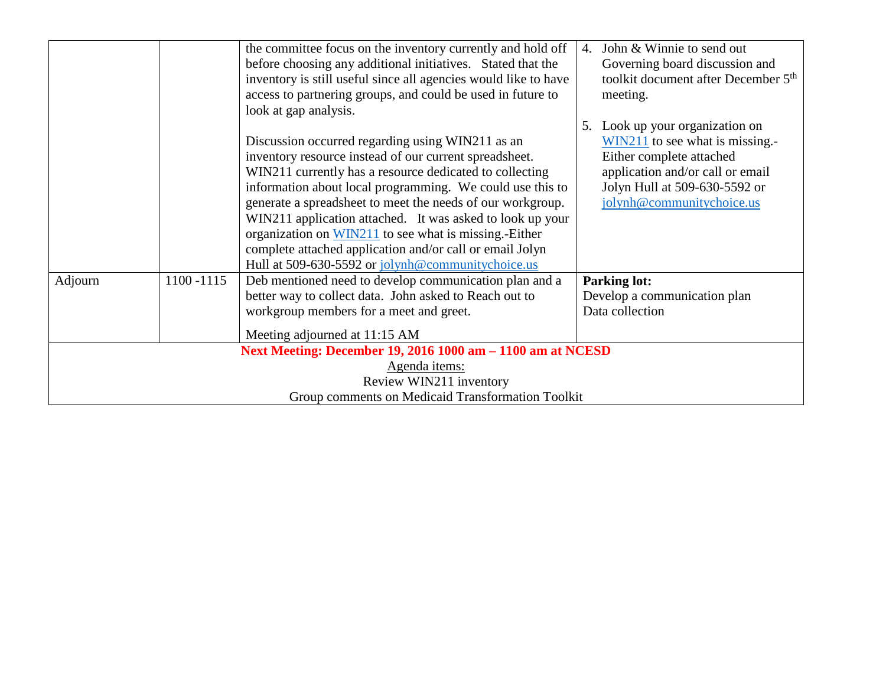| | | | |
|---|---|---|---|
| | | the committee focus on the inventory currently and hold off before choosing any additional initiatives. Stated that the inventory is still useful since all agencies would like to have access to partnering groups, and could be used in future to look at gap analysis.<br><br>Discussion occurred regarding using WIN211 as an inventory resource instead of our current spreadsheet. WIN211 currently has a resource dedicated to collecting information about local programming. We could use this to generate a spreadsheet to meet the needs of our workgroup. WIN211 application attached. It was asked to look up your organization on [WIN211](WIN211) to see what is missing.-Either complete attached application and/or call or email Jolyn Hull at 509-630-5592 or [jolynh@communitychoice.us](mailto:jolynh@communitychoice.us) | 4. John & Winnie to send out Governing board discussion and toolkit document after December 5th meeting.<br><br>5. Look up your organization on [WIN211](WIN211) to see what is missing.- Either complete attached application and/or call or email Jolyn Hull at 509-630-5592 or [jolynh@communitychoice.us](mailto:jolynh@communitychoice.us) |
| Adjourn | 1100 -1115 | Deb mentioned need to develop communication plan and a better way to collect data. John asked to Reach out to workgroup members for a meet and greet.<br><br>Meeting adjourned at 11:15 AM | **Parking lot:**<br>Develop a communication plan<br>Data collection |

**Next Meeting: December 19, 2016 1000 am – 1100 am at NCESD**

Agenda items:

Review WIN211 inventory

Group comments on Medicaid Transformation Toolkit